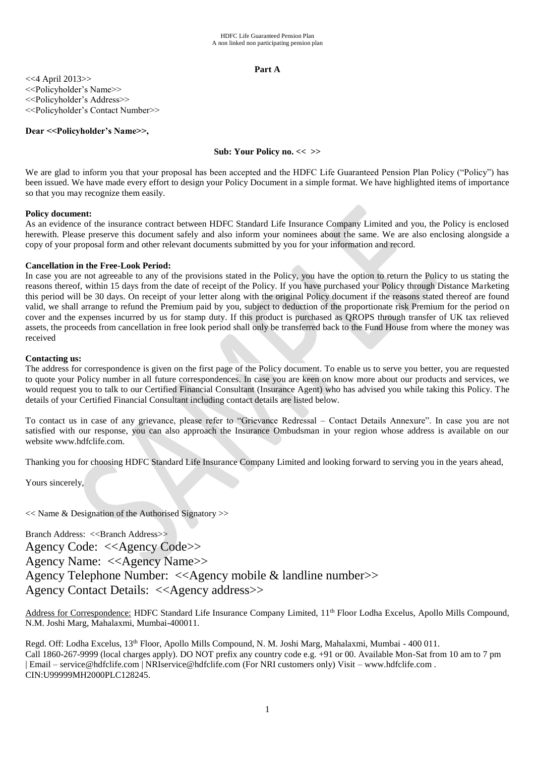**Part A**

<<4 April 2013>>
<<Policyholder's Name>>
<<Policyholder's Address>>
<<Policyholder's Contact Number>>

**Dear <<Policyholder's Name>>,**

**Sub: Your Policy no. << >>**

We are glad to inform you that your proposal has been accepted and the HDFC Life Guaranteed Pension Plan Policy ("Policy") has been issued. We have made every effort to design your Policy Document in a simple format. We have highlighted items of importance so that you may recognize them easily.

**Policy document:**
As an evidence of the insurance contract between HDFC Standard Life Insurance Company Limited and you, the Policy is enclosed herewith. Please preserve this document safely and also inform your nominees about the same. We are also enclosing alongside a copy of your proposal form and other relevant documents submitted by you for your information and record.

**Cancellation in the Free-Look Period:**
In case you are not agreeable to any of the provisions stated in the Policy, you have the option to return the Policy to us stating the reasons thereof, within 15 days from the date of receipt of the Policy. If you have purchased your Policy through Distance Marketing this period will be 30 days. On receipt of your letter along with the original Policy document if the reasons stated thereof are found valid, we shall arrange to refund the Premium paid by you, subject to deduction of the proportionate risk Premium for the period on cover and the expenses incurred by us for stamp duty. If this product is purchased as QROPS through transfer of UK tax relieved assets, the proceeds from cancellation in free look period shall only be transferred back to the Fund House from where the money was received

**Contacting us:**
The address for correspondence is given on the first page of the Policy document. To enable us to serve you better, you are requested to quote your Policy number in all future correspondences. In case you are keen on know more about our products and services, we would request you to talk to our Certified Financial Consultant (Insurance Agent) who has advised you while taking this Policy. The details of your Certified Financial Consultant including contact details are listed below.

To contact us in case of any grievance, please refer to "Grievance Redressal – Contact Details Annexure". In case you are not satisfied with our response, you can also approach the Insurance Ombudsman in your region whose address is available on our website www.hdfclife.com.

Thanking you for choosing HDFC Standard Life Insurance Company Limited and looking forward to serving you in the years ahead,

Yours sincerely,

<< Name & Designation of the Authorised Signatory >>

Branch Address: <<Branch Address>>
Agency Code: <<Agency Code>>
Agency Name: <<Agency Name>>
Agency Telephone Number: <<Agency mobile & landline number>>
Agency Contact Details: <<Agency address>>

Address for Correspondence: HDFC Standard Life Insurance Company Limited, 11th Floor Lodha Excelus, Apollo Mills Compound, N.M. Joshi Marg, Mahalaxmi, Mumbai-400011.

Regd. Off: Lodha Excelus, 13th Floor, Apollo Mills Compound, N. M. Joshi Marg, Mahalaxmi, Mumbai - 400 011.
Call 1860-267-9999 (local charges apply). DO NOT prefix any country code e.g. +91 or 00. Available Mon-Sat from 10 am to 7 pm | Email – service@hdfclife.com | NRIservice@hdfclife.com (For NRI customers only) Visit – www.hdfclife.com .
CIN:U99999MH2000PLC128245.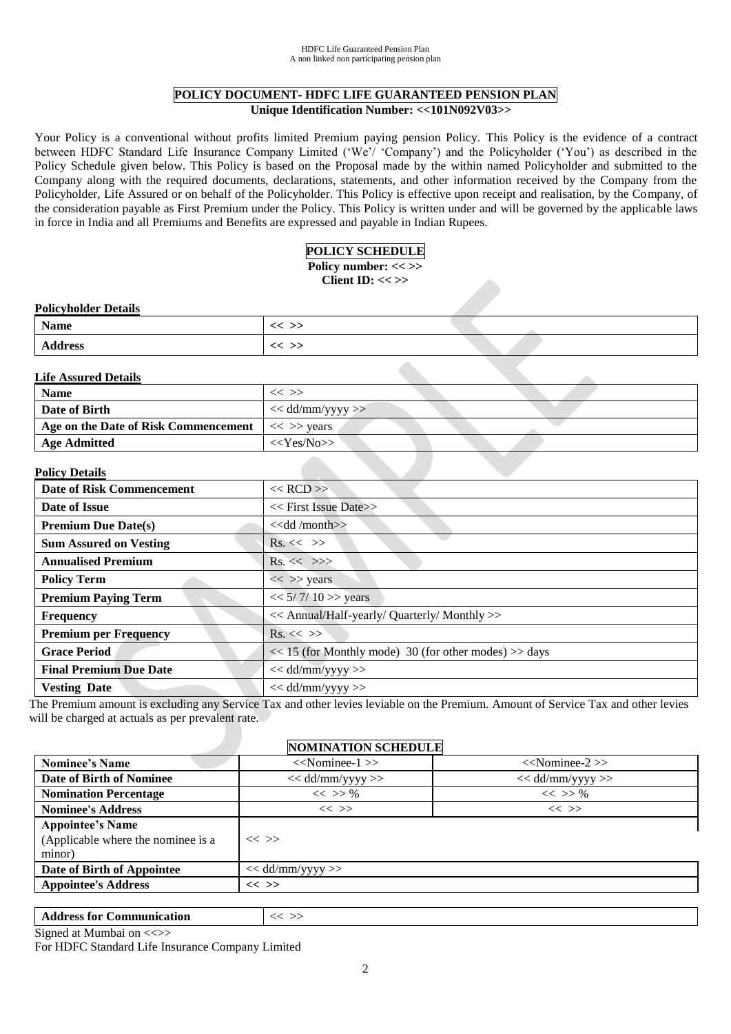## POLICY DOCUMENT- HDFC LIFE GUARANTEED PENSION PLAN

**Unique Identification Number: <<101N092V03>>**

Your Policy is a conventional without profits limited Premium paying pension Policy. This Policy is the evidence of a contract between HDFC Standard Life Insurance Company Limited ('We'/ 'Company') and the Policyholder ('You') as described in the Policy Schedule given below. This Policy is based on the Proposal made by the within named Policyholder and submitted to the Company along with the required documents, declarations, statements, and other information received by the Company from the Policyholder, Life Assured or on behalf of the Policyholder. This Policy is effective upon receipt and realisation, by the Company, of the consideration payable as First Premium under the Policy. This Policy is written under and will be governed by the applicable laws in force in India and all Premiums and Benefits are expressed and payable in Indian Rupees.

## POLICY SCHEDULE

**Policy number: << >>**
**Client ID: << >>**

**Policyholder Details**

| | |
|---|---|
| **Name** | << >> |
| **Address** | << >> |

**Life Assured Details**

| | |
|---|---|
| **Name** | << >> |
| **Date of Birth** | << dd/mm/yyyy >> |
| **Age on the Date of Risk Commencement** | << >> years |
| **Age Admitted** | <<Yes/No>> |

**Policy Details**

| | |
|---|---|
| **Date of Risk Commencement** | << RCD >> |
| **Date of Issue** | << First Issue Date>> |
| **Premium Due Date(s)** | <<dd /month>> |
| **Sum Assured on Vesting** | Rs. << >> |
| **Annualised Premium** | Rs. << >>> |
| **Policy Term** | << >> years |
| **Premium Paying Term** | << 5/ 7/ 10 >> years |
| **Frequency** | << Annual/Half-yearly/ Quarterly/ Monthly >> |
| **Premium per Frequency** | Rs. << >> |
| **Grace Period** | << 15 (for Monthly mode) 30 (for other modes) >> days |
| **Final Premium Due Date** | << dd/mm/yyyy >> |
| **Vesting Date** | << dd/mm/yyyy >> |

The Premium amount is excluding any Service Tax and other levies leviable on the Premium. Amount of Service Tax and other levies will be charged at actuals as per prevalent rate.

## NOMINATION SCHEDULE

| | | |
|---|---|---|
| **Nominee's Name** | <<Nominee-1 >> | <<Nominee-2 >> |
| **Date of Birth of Nominee** | << dd/mm/yyyy >> | << dd/mm/yyyy >> |
| **Nomination Percentage** | << >> % | << >> % |
| **Nominee's Address** | << >> | << >> |
| **Appointee's Name** (Applicable where the nominee is a minor) | << >> | |
| **Date of Birth of Appointee** | << dd/mm/yyyy >> | |
| **Appointee's Address** | << >> | |

| | |
|---|---|
| **Address for Communication** | << >> |

Signed at Mumbai on <<>>

For HDFC Standard Life Insurance Company Limited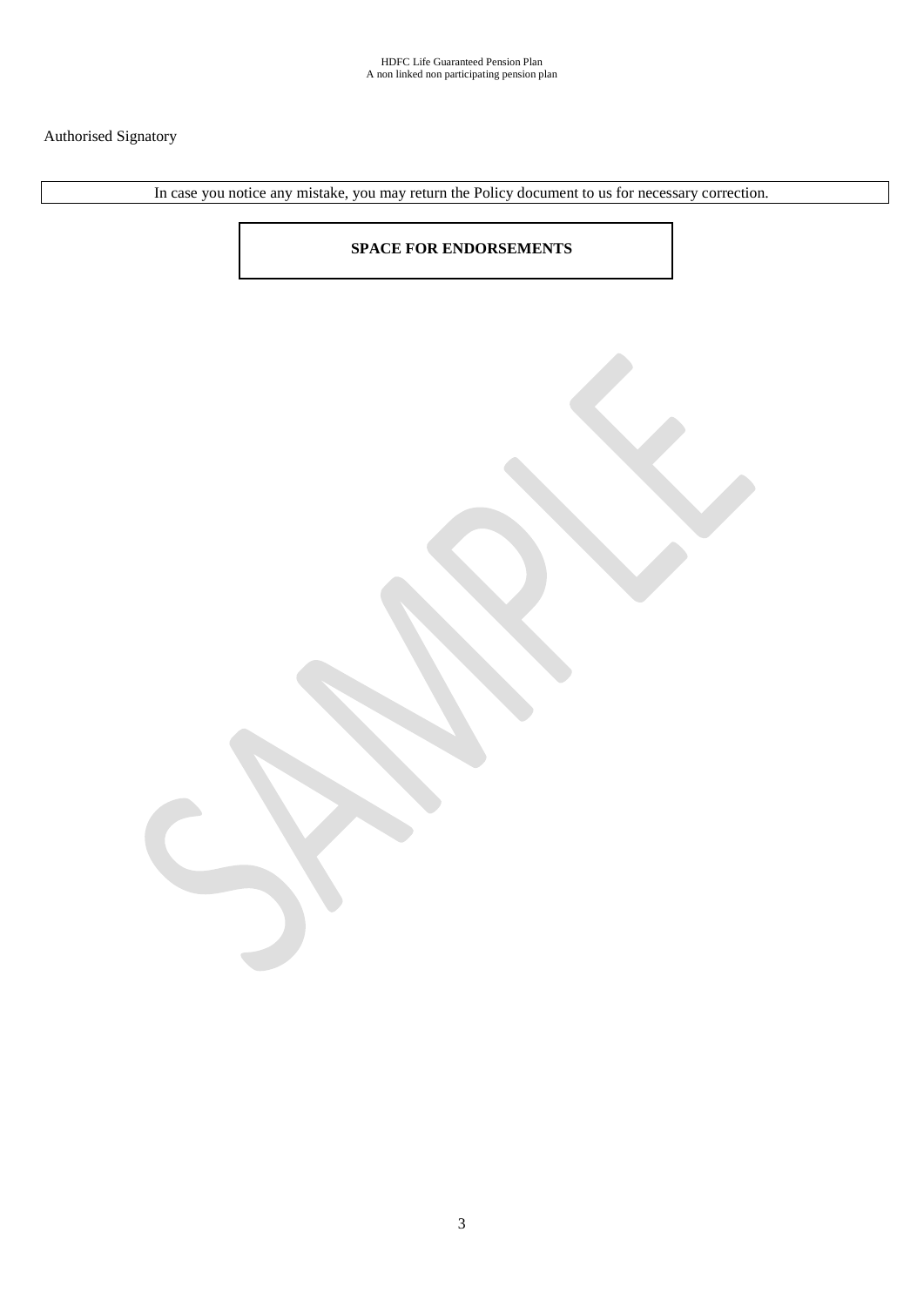Authorised Signatory

In case you notice any mistake, you may return the Policy document to us for necessary correction.

**SPACE FOR ENDORSEMENTS**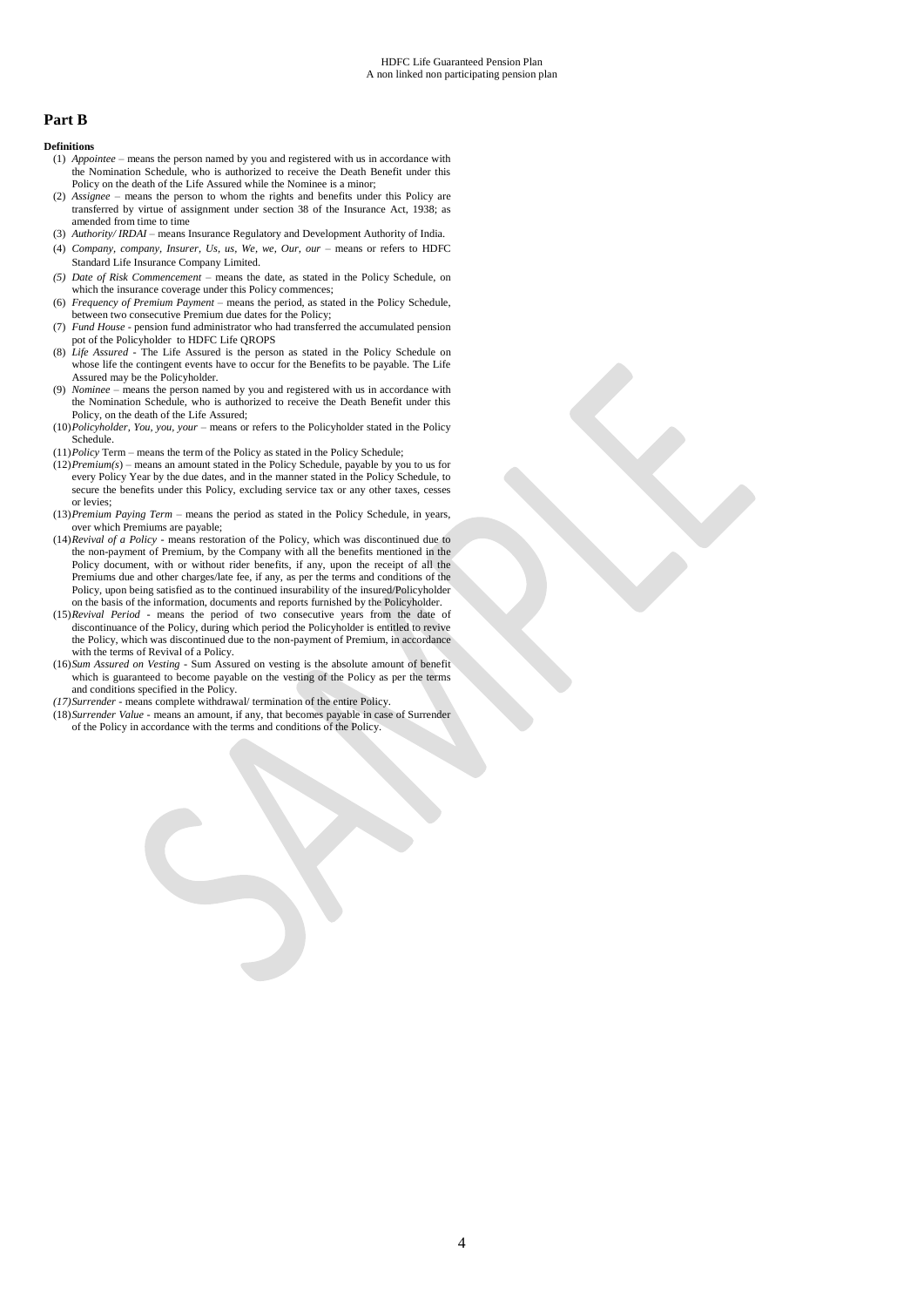## Part B

**Definitions**

(1) *Appointee* – means the person named by you and registered with us in accordance with the Nomination Schedule, who is authorized to receive the Death Benefit under this Policy on the death of the Life Assured while the Nominee is a minor;

(2) *Assignee* – means the person to whom the rights and benefits under this Policy are transferred by virtue of assignment under section 38 of the Insurance Act, 1938; as amended from time to time

(3) *Authority/ IRDAI* – means Insurance Regulatory and Development Authority of India.

(4) *Company, company, Insurer, Us, us, We, we, Our, our* – means or refers to HDFC Standard Life Insurance Company Limited.

*(5) Date of Risk Commencement* – means the date, as stated in the Policy Schedule, on which the insurance coverage under this Policy commences;

(6) *Frequency of Premium Payment* – means the period, as stated in the Policy Schedule, between two consecutive Premium due dates for the Policy;

(7) *Fund House* - pension fund administrator who had transferred the accumulated pension pot of the Policyholder to HDFC Life QROPS

(8) *Life Assured* - The Life Assured is the person as stated in the Policy Schedule on whose life the contingent events have to occur for the Benefits to be payable. The Life Assured may be the Policyholder.

(9) *Nominee* – means the person named by you and registered with us in accordance with the Nomination Schedule, who is authorized to receive the Death Benefit under this Policy, on the death of the Life Assured;

(10) *Policyholder, You, you, your* – means or refers to the Policyholder stated in the Policy Schedule.

(11) *Policy* Term – means the term of the Policy as stated in the Policy Schedule;

(12) *Premium(s)* – means an amount stated in the Policy Schedule, payable by you to us for every Policy Year by the due dates, and in the manner stated in the Policy Schedule, to secure the benefits under this Policy, excluding service tax or any other taxes, cesses or levies;

(13) *Premium Paying Term* – means the period as stated in the Policy Schedule, in years, over which Premiums are payable;

(14) *Revival of a Policy* - means restoration of the Policy, which was discontinued due to the non-payment of Premium, by the Company with all the benefits mentioned in the Policy document, with or without rider benefits, if any, upon the receipt of all the Premiums due and other charges/late fee, if any, as per the terms and conditions of the Policy, upon being satisfied as to the continued insurability of the insured/Policyholder on the basis of the information, documents and reports furnished by the Policyholder.

(15) *Revival Period* - means the period of two consecutive years from the date of discontinuance of the Policy, during which period the Policyholder is entitled to revive the Policy, which was discontinued due to the non-payment of Premium, in accordance with the terms of Revival of a Policy.

(16) *Sum Assured on Vesting* - Sum Assured on vesting is the absolute amount of benefit which is guaranteed to become payable on the vesting of the Policy as per the terms and conditions specified in the Policy.

*(17) Surrender* - means complete withdrawal/ termination of the entire Policy.

(18) *Surrender Value* - means an amount, if any, that becomes payable in case of Surrender of the Policy in accordance with the terms and conditions of the Policy.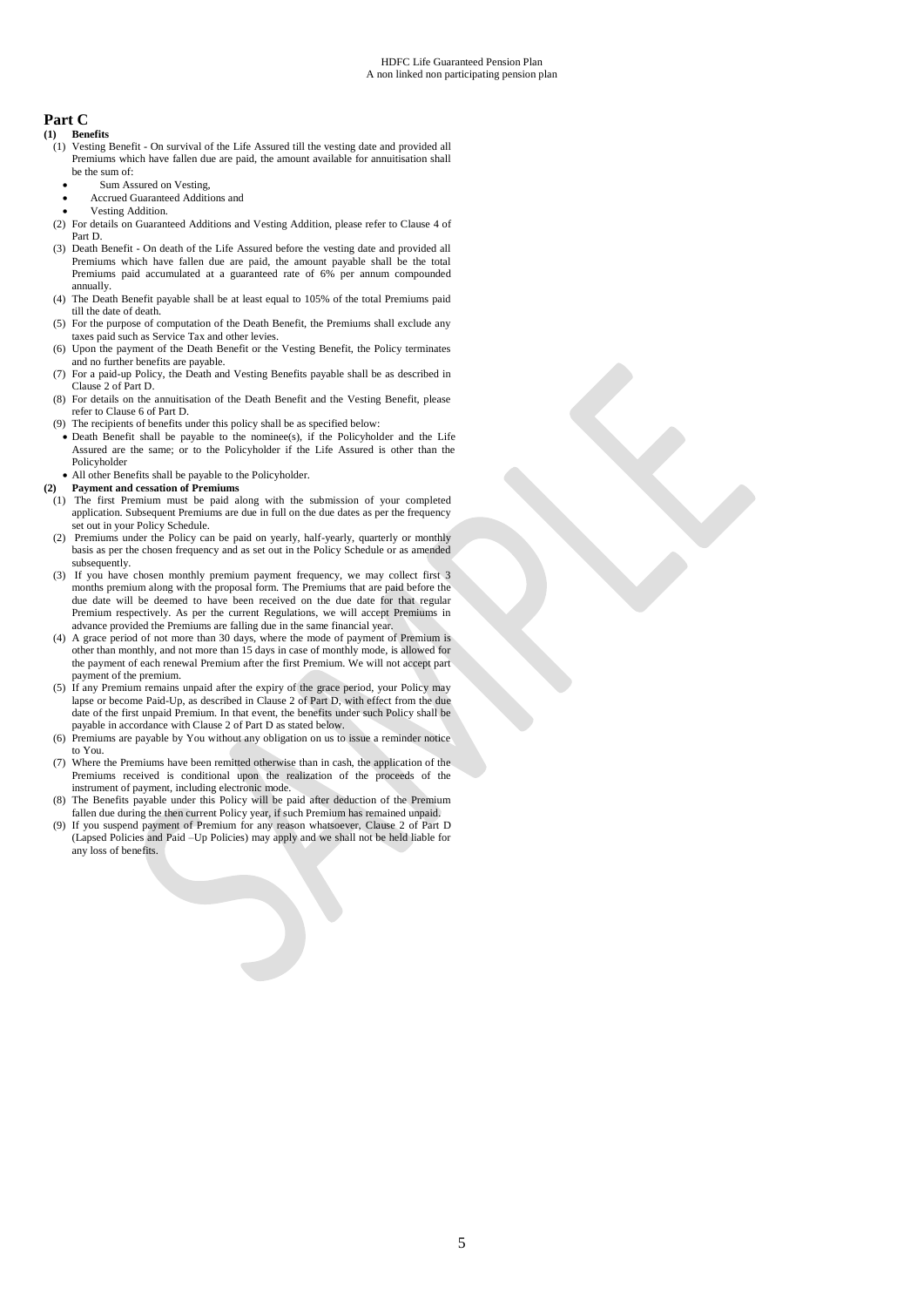# Part C

**(1) Benefits**

(1) Vesting Benefit - On survival of the Life Assured till the vesting date and provided all Premiums which have fallen due are paid, the amount available for annuitisation shall be the sum of:

- Sum Assured on Vesting,
- Accrued Guaranteed Additions and
- Vesting Addition.

(2) For details on Guaranteed Additions and Vesting Addition, please refer to Clause 4 of Part D.

(3) Death Benefit - On death of the Life Assured before the vesting date and provided all Premiums which have fallen due are paid, the amount payable shall be the total Premiums paid accumulated at a guaranteed rate of 6% per annum compounded annually.

(4) The Death Benefit payable shall be at least equal to 105% of the total Premiums paid till the date of death.

(5) For the purpose of computation of the Death Benefit, the Premiums shall exclude any taxes paid such as Service Tax and other levies.

(6) Upon the payment of the Death Benefit or the Vesting Benefit, the Policy terminates and no further benefits are payable.

(7) For a paid-up Policy, the Death and Vesting Benefits payable shall be as described in Clause 2 of Part D.

(8) For details on the annuitisation of the Death Benefit and the Vesting Benefit, please refer to Clause 6 of Part D.

(9) The recipients of benefits under this policy shall be as specified below:

- Death Benefit shall be payable to the nominee(s), if the Policyholder and the Life Assured are the same; or to the Policyholder if the Life Assured is other than the Policyholder
- All other Benefits shall be payable to the Policyholder.

**(2) Payment and cessation of Premiums**

(1) The first Premium must be paid along with the submission of your completed application. Subsequent Premiums are due in full on the due dates as per the frequency set out in your Policy Schedule.

(2) Premiums under the Policy can be paid on yearly, half-yearly, quarterly or monthly basis as per the chosen frequency and as set out in the Policy Schedule or as amended subsequently.

(3) If you have chosen monthly premium payment frequency, we may collect first 3 months premium along with the proposal form. The Premiums that are paid before the due date will be deemed to have been received on the due date for that regular Premium respectively. As per the current Regulations, we will accept Premiums in advance provided the Premiums are falling due in the same financial year.

(4) A grace period of not more than 30 days, where the mode of payment of Premium is other than monthly, and not more than 15 days in case of monthly mode, is allowed for the payment of each renewal Premium after the first Premium. We will not accept part payment of the premium.

(5) If any Premium remains unpaid after the expiry of the grace period, your Policy may lapse or become Paid-Up, as described in Clause 2 of Part D, with effect from the due date of the first unpaid Premium. In that event, the benefits under such Policy shall be payable in accordance with Clause 2 of Part D as stated below.

(6) Premiums are payable by You without any obligation on us to issue a reminder notice to You.

(7) Where the Premiums have been remitted otherwise than in cash, the application of the Premiums received is conditional upon the realization of the proceeds of the instrument of payment, including electronic mode.

(8) The Benefits payable under this Policy will be paid after deduction of the Premium fallen due during the then current Policy year, if such Premium has remained unpaid.

(9) If you suspend payment of Premium for any reason whatsoever, Clause 2 of Part D (Lapsed Policies and Paid –Up Policies) may apply and we shall not be held liable for any loss of benefits.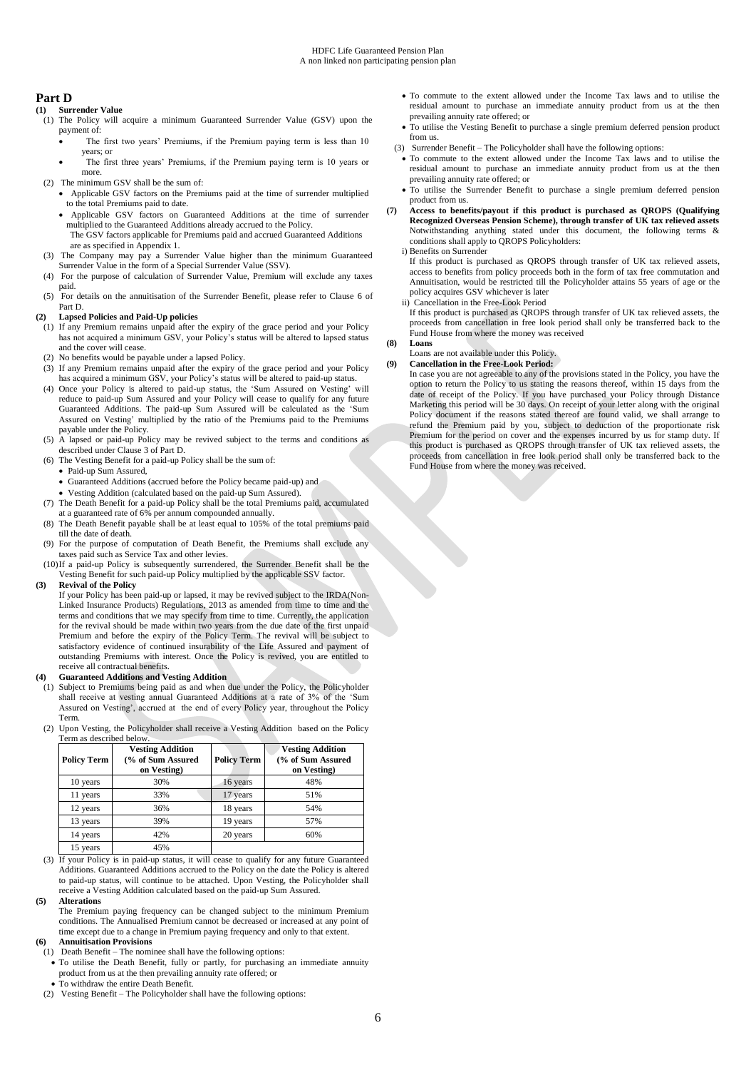# Part D

## (1) Surrender Value

(1) The Policy will acquire a minimum Guaranteed Surrender Value (GSV) upon the payment of:

- The first two years' Premiums, if the Premium paying term is less than 10 years; or
- The first three years' Premiums, if the Premium paying term is 10 years or more.

(2) The minimum GSV shall be the sum of:

- Applicable GSV factors on the Premiums paid at the time of surrender multiplied to the total Premiums paid to date.
- Applicable GSV factors on Guaranteed Additions at the time of surrender multiplied to the Guaranteed Additions already accrued to the Policy.

The GSV factors applicable for Premiums paid and accrued Guaranteed Additions are as specified in Appendix 1.

(3) The Company may pay a Surrender Value higher than the minimum Guaranteed Surrender Value in the form of a Special Surrender Value (SSV).

(4) For the purpose of calculation of Surrender Value, Premium will exclude any taxes paid.

(5) For details on the annuitisation of the Surrender Benefit, please refer to Clause 6 of Part D.

## (2) Lapsed Policies and Paid-Up policies

(1) If any Premium remains unpaid after the expiry of the grace period and your Policy has not acquired a minimum GSV, your Policy's status will be altered to lapsed status and the cover will cease.

(2) No benefits would be payable under a lapsed Policy.

(3) If any Premium remains unpaid after the expiry of the grace period and your Policy has acquired a minimum GSV, your Policy's status will be altered to paid-up status.

(4) Once your Policy is altered to paid-up status, the 'Sum Assured on Vesting' will reduce to paid-up Sum Assured and your Policy will cease to qualify for any future Guaranteed Additions. The paid-up Sum Assured will be calculated as the 'Sum Assured on Vesting' multiplied by the ratio of the Premiums paid to the Premiums payable under the Policy.

(5) A lapsed or paid-up Policy may be revived subject to the terms and conditions as described under Clause 3 of Part D.

(6) The Vesting Benefit for a paid-up Policy shall be the sum of:

- Paid-up Sum Assured,
- Guaranteed Additions (accrued before the Policy became paid-up) and
- Vesting Addition (calculated based on the paid-up Sum Assured).

(7) The Death Benefit for a paid-up Policy shall be the total Premiums paid, accumulated at a guaranteed rate of 6% per annum compounded annually.

(8) The Death Benefit payable shall be at least equal to 105% of the total premiums paid till the date of death.

(9) For the purpose of computation of Death Benefit, the Premiums shall exclude any taxes paid such as Service Tax and other levies.

(10) If a paid-up Policy is subsequently surrendered, the Surrender Benefit shall be the Vesting Benefit for such paid-up Policy multiplied by the applicable SSV factor.

## (3) Revival of the Policy

If your Policy has been paid-up or lapsed, it may be revived subject to the IRDA(Non-Linked Insurance Products) Regulations, 2013 as amended from time to time and the terms and conditions that we may specify from time to time. Currently, the application for the revival should be made within two years from the due date of the first unpaid Premium and before the expiry of the Policy Term. The revival will be subject to satisfactory evidence of continued insurability of the Life Assured and payment of outstanding Premiums with interest. Once the Policy is revived, you are entitled to receive all contractual benefits.

## (4) Guaranteed Additions and Vesting Addition

(1) Subject to Premiums being paid as and when due under the Policy, the Policyholder shall receive at vesting annual Guaranteed Additions at a rate of 3% of the 'Sum Assured on Vesting', accrued at the end of every Policy year, throughout the Policy Term.

(2) Upon Vesting, the Policyholder shall receive a Vesting Addition based on the Policy Term as described below.

| Policy Term | Vesting Addition (% of Sum Assured on Vesting) | Policy Term | Vesting Addition (% of Sum Assured on Vesting) |
|---|---|---|---|
| 10 years | 30% | 16 years | 48% |
| 11 years | 33% | 17 years | 51% |
| 12 years | 36% | 18 years | 54% |
| 13 years | 39% | 19 years | 57% |
| 14 years | 42% | 20 years | 60% |
| 15 years | 45% | | |

(3) If your Policy is in paid-up status, it will cease to qualify for any future Guaranteed Additions. Guaranteed Additions accrued to the Policy on the date the Policy is altered to paid-up status, will continue to be attached. Upon Vesting, the Policyholder shall receive a Vesting Addition calculated based on the paid-up Sum Assured.

## (5) Alterations

The Premium paying frequency can be changed subject to the minimum Premium conditions. The Annualised Premium cannot be decreased or increased at any point of time except due to a change in Premium paying frequency and only to that extent.

## (6) Annuitisation Provisions

(1) Death Benefit – The nominee shall have the following options:

- To utilise the Death Benefit, fully or partly, for purchasing an immediate annuity product from us at the then prevailing annuity rate offered; or
- To withdraw the entire Death Benefit.

(2) Vesting Benefit – The Policyholder shall have the following options:

- To commute to the extent allowed under the Income Tax laws and to utilise the residual amount to purchase an immediate annuity product from us at the then prevailing annuity rate offered; or
- To utilise the Vesting Benefit to purchase a single premium deferred pension product from us.

(3) Surrender Benefit – The Policyholder shall have the following options:

- To commute to the extent allowed under the Income Tax laws and to utilise the residual amount to purchase an immediate annuity product from us at the then prevailing annuity rate offered; or
- To utilise the Surrender Benefit to purchase a single premium deferred pension product from us.

## (7) Access to benefits/payout if this product is purchased as QROPS (Qualifying Recognized Overseas Pension Scheme), through transfer of UK tax relieved assets

Notwithstanding anything stated under this document, the following terms & conditions shall apply to QROPS Policyholders:

i) Benefits on Surrender

If this product is purchased as QROPS through transfer of UK tax relieved assets, access to benefits from policy proceeds both in the form of tax free commutation and Annuitisation, would be restricted till the Policyholder attains 55 years of age or the policy acquires GSV whichever is later

ii) Cancellation in the Free-Look Period

If this product is purchased as QROPS through transfer of UK tax relieved assets, the proceeds from cancellation in free look period shall only be transferred back to the Fund House from where the money was received

## (8) Loans

Loans are not available under this Policy.

## (9) Cancellation in the Free-Look Period:

In case you are not agreeable to any of the provisions stated in the Policy, you have the option to return the Policy to us stating the reasons thereof, within 15 days from the date of receipt of the Policy. If you have purchased your Policy through Distance Marketing this period will be 30 days. On receipt of your letter along with the original Policy document if the reasons stated thereof are found valid, we shall arrange to refund the Premium paid by you, subject to deduction of the proportionate risk Premium for the period on cover and the expenses incurred by us for stamp duty. If this product is purchased as QROPS through transfer of UK tax relieved assets, the proceeds from cancellation in free look period shall only be transferred back to the Fund House from where the money was received.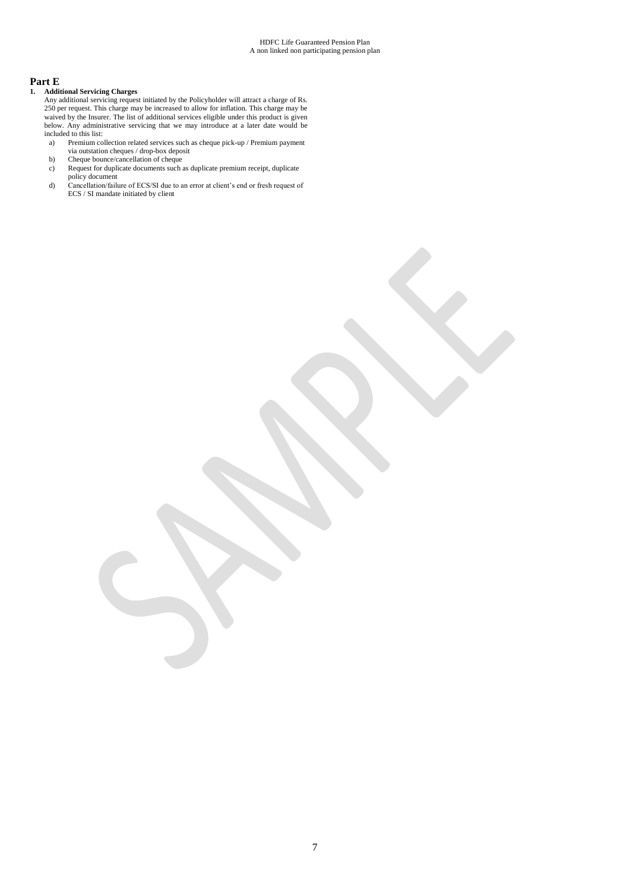# Part E

1. **Additional Servicing Charges**

   Any additional servicing request initiated by the Policyholder will attract a charge of Rs. 250 per request. This charge may be increased to allow for inflation. This charge may be waived by the Insurer. The list of additional services eligible under this product is given below. Any administrative servicing that we may introduce at a later date would be included to this list:

   a) Premium collection related services such as cheque pick-up / Premium payment via outstation cheques / drop-box deposit
   b) Cheque bounce/cancellation of cheque
   c) Request for duplicate documents such as duplicate premium receipt, duplicate policy document
   d) Cancellation/failure of ECS/SI due to an error at client's end or fresh request of ECS / SI mandate initiated by client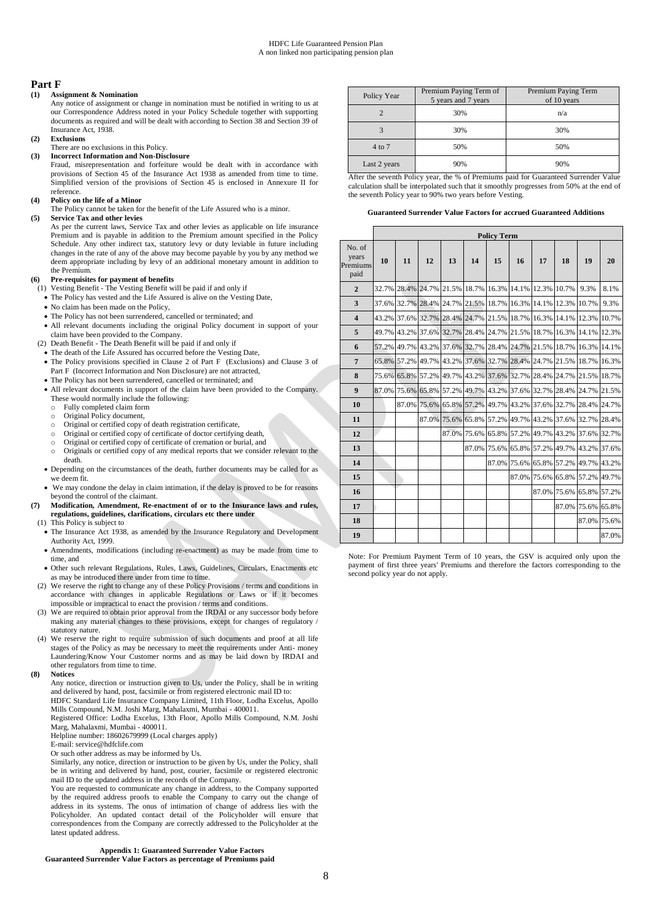## Part F

**(1) Assignment & Nomination**

Any notice of assignment or change in nomination must be notified in writing to us at our Correspondence Address noted in your Policy Schedule together with supporting documents as required and will be dealt with according to Section 38 and Section 39 of Insurance Act, 1938.

**(2) Exclusions**

There are no exclusions in this Policy.

**(3) Incorrect Information and Non-Disclosure**

Fraud, misrepresentation and forfeiture would be dealt with in accordance with provisions of Section 45 of the Insurance Act 1938 as amended from time to time. Simplified version of the provisions of Section 45 is enclosed in Annexure II for reference.

**(4) Policy on the life of a Minor**

The Policy cannot be taken for the benefit of the Life Assured who is a minor.

**(5) Service Tax and other levies**

As per the current laws, Service Tax and other levies as applicable on life insurance Premium and is payable in addition to the Premium amount specified in the Policy Schedule. Any other indirect tax, statutory levy or duty leviable in future including changes in the rate of any of the above may become payable by you by any method we deem appropriate including by levy of an additional monetary amount in addition to the Premium.

**(6) Pre-requisites for payment of benefits**

(1) Vesting Benefit - The Vesting Benefit will be paid if and only if
- The Policy has vested and the Life Assured is alive on the Vesting Date,
- No claim has been made on the Policy,
- The Policy has not been surrendered, cancelled or terminated; and
- All relevant documents including the original Policy document in support of your claim have been provided to the Company.

(2) Death Benefit - The Death Benefit will be paid if and only if
- The death of the Life Assured has occurred before the Vesting Date,
- The Policy provisions specified in Clause 2 of Part F (Exclusions) and Clause 3 of Part F (Incorrect Information and Non Disclosure) are not attracted,
- The Policy has not been surrendered, cancelled or terminated; and
- All relevant documents in support of the claim have been provided to the Company. These would normally include the following:
  - Fully completed claim form
  - Original Policy document,
  - Original or certified copy of death registration certificate,
  - Original or certified copy of certificate of doctor certifying death,
  - Original or certified copy of certificate of cremation or burial, and
  - Originals or certified copy of any medical reports that we consider relevant to the death.
- Depending on the circumstances of the death, further documents may be called for as we deem fit.
- We may condone the delay in claim intimation, if the delay is proved to be for reasons beyond the control of the claimant.

**(7) Modification, Amendment, Re-enactment of or to the Insurance laws and rules, regulations, guidelines, clarifications, circulars etc there under**

(1) This Policy is subject to
- The Insurance Act 1938, as amended by the Insurance Regulatory and Development Authority Act, 1999.
- Amendments, modifications (including re-enactment) as may be made from time to time, and
- Other such relevant Regulations, Rules, Laws, Guidelines, Circulars, Enactments etc as may be introduced there under from time to time.

(2) We reserve the right to change any of these Policy Provisions / terms and conditions in accordance with changes in applicable Regulations or Laws or if it becomes impossible or impractical to enact the provision / terms and conditions.

(3) We are required to obtain prior approval from the IRDAI or any successor body before making any material changes to these provisions, except for changes of regulatory / statutory nature.

(4) We reserve the right to require submission of such documents and proof at all life stages of the Policy as may be necessary to meet the requirements under Anti- money Laundering/Know Your Customer norms and as may be laid down by IRDAI and other regulators from time to time.

**(8) Notices**

Any notice, direction or instruction given to Us, under the Policy, shall be in writing and delivered by hand, post, facsimile or from registered electronic mail ID to:

HDFC Standard Life Insurance Company Limited, 11th Floor, Lodha Excelus, Apollo Mills Compound, N.M. Joshi Marg, Mahalaxmi, Mumbai - 400011.

Registered Office: Lodha Excelus, 13th Floor, Apollo Mills Compound, N.M. Joshi Marg, Mahalaxmi, Mumbai - 400011.

Helpline number: 18602679999 (Local charges apply)

E-mail: service@hdfclife.com

Or such other address as may be informed by Us.

Similarly, any notice, direction or instruction to be given by Us, under the Policy, shall be in writing and delivered by hand, post, courier, facsimile or registered electronic mail ID to the updated address in the records of the Company.

You are requested to communicate any change in address, to the Company supported by the required address proofs to enable the Company to carry out the change of address in its systems. The onus of intimation of change of address lies with the Policyholder. An updated contact detail of the Policyholder will ensure that correspondences from the Company are correctly addressed to the Policyholder at the latest updated address.

### Appendix 1: Guaranteed Surrender Value Factors

**Guaranteed Surrender Value Factors as percentage of Premiums paid**

| Policy Year | Premium Paying Term of 5 years and 7 years | Premium Paying Term of 10 years |
|---|---|---|
| 2 | 30% | n/a |
| 3 | 30% | 30% |
| 4 to 7 | 50% | 50% |
| Last 2 years | 90% | 90% |

After the seventh Policy year, the % of Premiums paid for Guaranteed Surrender Value calculation shall be interpolated such that it smoothly progresses from 50% at the end of the seventh Policy year to 90% two years before Vesting.

**Guaranteed Surrender Value Factors for accrued Guaranteed Additions**

| No. of years Premiums paid | Policy Term 10 | 11 | 12 | 13 | 14 | 15 | 16 | 17 | 18 | 19 | 20 |
|---|---|---|---|---|---|---|---|---|---|---|---|
| 2 | 32.7% | 28.4% | 24.7% | 21.5% | 18.7% | 16.3% | 14.1% | 12.3% | 10.7% | 9.3% | 8.1% |
| 3 | 37.6% | 32.7% | 28.4% | 24.7% | 21.5% | 18.7% | 16.3% | 14.1% | 12.3% | 10.7% | 9.3% |
| 4 | 43.2% | 37.6% | 32.7% | 28.4% | 24.7% | 21.5% | 18.7% | 16.3% | 14.1% | 12.3% | 10.7% |
| 5 | 49.7% | 43.2% | 37.6% | 32.7% | 28.4% | 24.7% | 21.5% | 18.7% | 16.3% | 14.1% | 12.3% |
| 6 | 57.2% | 49.7% | 43.2% | 37.6% | 32.7% | 28.4% | 24.7% | 21.5% | 18.7% | 16.3% | 14.1% |
| 7 | 65.8% | 57.2% | 49.7% | 43.2% | 37.6% | 32.7% | 28.4% | 24.7% | 21.5% | 18.7% | 16.3% |
| 8 | 75.6% | 65.8% | 57.2% | 49.7% | 43.2% | 37.6% | 32.7% | 28.4% | 24.7% | 21.5% | 18.7% |
| 9 | 87.0% | 75.6% | 65.8% | 57.2% | 49.7% | 43.2% | 37.6% | 32.7% | 28.4% | 24.7% | 21.5% |
| 10 | | 87.0% | 75.6% | 65.8% | 57.2% | 49.7% | 43.2% | 37.6% | 32.7% | 28.4% | 24.7% |
| 11 | | | 87.0% | 75.6% | 65.8% | 57.2% | 49.7% | 43.2% | 37.6% | 32.7% | 28.4% |
| 12 | | | | 87.0% | 75.6% | 65.8% | 57.2% | 49.7% | 43.2% | 37.6% | 32.7% |
| 13 | | | | | 87.0% | 75.6% | 65.8% | 57.2% | 49.7% | 43.2% | 37.6% |
| 14 | | | | | | 87.0% | 75.6% | 65.8% | 57.2% | 49.7% | 43.2% |
| 15 | | | | | | | 87.0% | 75.6% | 65.8% | 57.2% | 49.7% |
| 16 | | | | | | | | 87.0% | 75.6% | 65.8% | 57.2% |
| 17 | | | | | | | | | 87.0% | 75.6% | 65.8% |
| 18 | | | | | | | | | | 87.0% | 75.6% |
| 19 | | | | | | | | | | | 87.0% |

Note: For Premium Payment Term of 10 years, the GSV is acquired only upon the payment of first three years' Premiums and therefore the factors corresponding to the second policy year do not apply.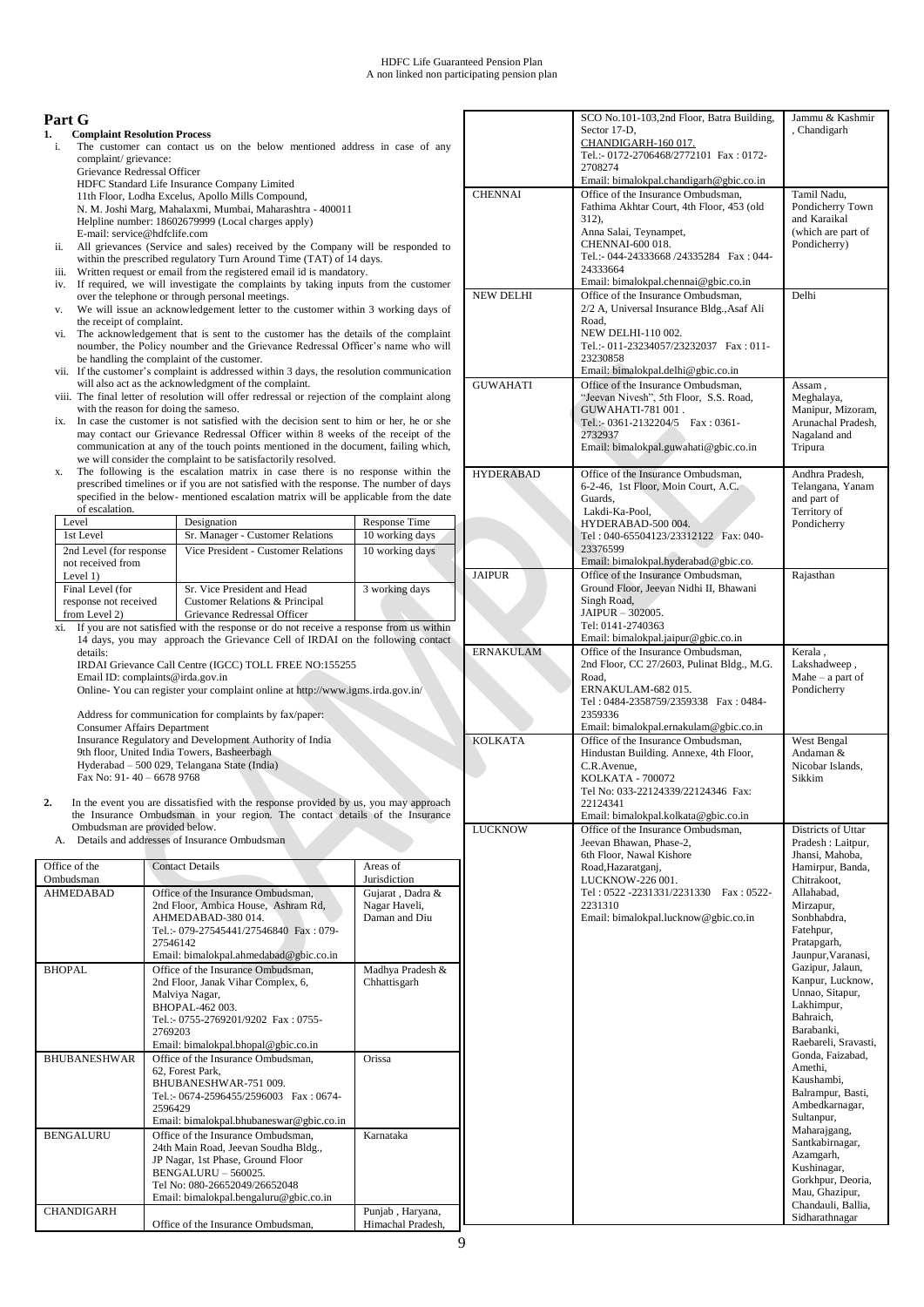## Part G

**1. Complaint Resolution Process**

i. The customer can contact us on the below mentioned address in case of any complaint/ grievance:
Grievance Redressal Officer
HDFC Standard Life Insurance Company Limited
11th Floor, Lodha Excelus, Apollo Mills Compound,
N. M. Joshi Marg, Mahalaxmi, Mumbai, Maharashtra - 400011
Helpline number: 18602679999 (Local charges apply)
E-mail: service@hdfclife.com

ii. All grievances (Service and sales) received by the Company will be responded to within the prescribed regulatory Turn Around Time (TAT) of 14 days.

iii. Written request or email from the registered email id is mandatory.

iv. If required, we will investigate the complaints by taking inputs from the customer over the telephone or through personal meetings.

v. We will issue an acknowledgement letter to the customer within 3 working days of the receipt of complaint.

vi. The acknowledgement that is sent to the customer has the details of the complaint number, the Policy noumber and the Grievance Redressal Officer's name who will be handling the complaint of the customer.

vii. If the customer's complaint is addressed within 3 days, the resolution communication will also act as the acknowledgment of the complaint.

viii. The final letter of resolution will offer redressal or rejection of the complaint along with the reason for doing the sameso.

ix. In case the customer is not satisfied with the decision sent to him or her, he or she may contact our Grievance Redressal Officer within 8 weeks of the receipt of the communication at any of the touch points mentioned in the document, failing which, we will consider the complaint to be satisfactorily resolved.

x. The following is the escalation matrix in case there is no response within the prescribed timelines or if you are not satisfied with the response. The number of days specified in the below- mentioned escalation matrix will be applicable from the date of escalation.

| Level | Designation | Response Time |
|---|---|---|
| 1st Level | Sr. Manager - Customer Relations | 10 working days |
| 2nd Level (for response not received from Level 1) | Vice President - Customer Relations | 10 working days |
| Final Level (for response not received from Level 2) | Sr. Vice President and Head Customer Relations & Principal Grievance Redressal Officer | 3 working days |

xi. If you are not satisfied with the response or do not receive a response from us within 14 days, you may approach the Grievance Cell of IRDAI on the following contact details:
IRDAI Grievance Call Centre (IGCC) TOLL FREE NO:155255
Email ID: complaints@irda.gov.in
Online- You can register your complaint online at http://www.igms.irda.gov.in/

Address for communication for complaints by fax/paper:
Consumer Affairs Department
Insurance Regulatory and Development Authority of India
9th floor, United India Towers, Basheerbagh
Hyderabad – 500 029, Telangana State (India)
Fax No: 91- 40 – 6678 9768

**2.** In the event you are dissatisfied with the response provided by us, you may approach the Insurance Ombudsman in your region. The contact details of the Insurance Ombudsman are provided below.

A. Details and addresses of Insurance Ombudsman

| Office of the Ombudsman | Contact Details | Areas of Jurisdiction |
|---|---|---|
| AHMEDABAD | Office of the Insurance Ombudsman, 2nd Floor, Ambica House, Ashram Rd, AHMEDABAD-380 014. Tel.:- 079-27545441/27546840 Fax : 079-27546142 Email: bimalokpal.ahmedabad@gbic.co.in | Gujarat , Dadra & Nagar Haveli, Daman and Diu |
| BHOPAL | Office of the Insurance Ombudsman, 2nd Floor, Janak Vihar Complex, 6, Malviya Nagar, BHOPAL-462 003. Tel.:- 0755-2769201/9202 Fax : 0755-2769203 Email: bimalokpal.bhopal@gbic.co.in | Madhya Pradesh & Chhattisgarh |
| BHUBANESHWAR | Office of the Insurance Ombudsman, 62, Forest Park, BHUBANESHWAR-751 009. Tel.:- 0674-2596455/2596003 Fax : 0674-2596429 Email: bimalokpal.bhubaneswar@gbic.co.in | Orissa |
| BENGALURU | Office of the Insurance Ombudsman, 24th Main Road, Jeevan Soudha Bldg., JP Nagar, 1st Phase, Ground Floor BENGALURU – 560025. Tel No: 080-26652049/26652048 Email: bimalokpal.bengaluru@gbic.co.in | Karnataka |
| CHANDIGARH | Office of the Insurance Ombudsman, SCO No.101-103,2nd Floor, Batra Building, Sector 17-D, CHANDIGARH-160 017. Tel.:- 0172-2706468/2772101 Fax : 0172-2708274 Email: bimalokpal.chandigarh@gbic.co.in | Punjab , Haryana, Himachal Pradesh, Jammu & Kashmir , Chandigarh |
| CHENNAI | Office of the Insurance Ombudsman, Fathima Akhtar Court, 4th Floor, 453 (old 312), Anna Salai, Teynampet, CHENNAI-600 018. Tel.:- 044-24333668 /24335284 Fax : 044-24333664 Email: bimalokpal.chennai@gbic.co.in | Tamil Nadu, Pondicherry Town and Karaikal (which are part of Pondicherry) |
| NEW DELHI | Office of the Insurance Ombudsman, 2/2 A, Universal Insurance Bldg.,Asaf Ali Road, NEW DELHI-110 002. Tel.:- 011-23234057/23232037 Fax : 011-23230858 Email: bimalokpal.delhi@gbic.co.in | Delhi |
| GUWAHATI | Office of the Insurance Ombudsman, "Jeevan Nivesh", 5th Floor, S.S. Road, GUWAHATI-781 001 . Tel.:- 0361-2132204/5 Fax : 0361-2732937 Email: bimalokpal.guwahati@gbic.co.in | Assam , Meghalaya, Manipur, Mizoram, Arunachal Pradesh, Nagaland and Tripura |
| HYDERABAD | Office of the Insurance Ombudsman, 6-2-46, 1st Floor, Moin Court, A.C. Guards, Lakdi-Ka-Pool, HYDERABAD-500 004. Tel : 040-65504123/23312122 Fax: 040-23376599 Email: bimalokpal.hyderabad@gbic.co. | Andhra Pradesh, Telangana, Yanam and part of Territory of Pondicherry |
| JAIPUR | Office of the Insurance Ombudsman, Ground Floor, Jeevan Nidhi II, Bhawani Singh Road, JAIPUR – 302005. Tel: 0141-2740363 Email: bimalokpal.jaipur@gbic.co.in | Rajasthan |
| ERNAKULAM | Office of the Insurance Ombudsman, 2nd Floor, CC 27/2603, Pulinat Bldg., M.G. Road, ERNAKULAM-682 015. Tel : 0484-2358759/2359338 Fax : 0484-2359336 Email: bimalokpal.ernakulam@gbic.co.in | Kerala , Lakshadweep , Mahe – a part of Pondicherry |
| KOLKATA | Office of the Insurance Ombudsman, Hindustan Building. Annexe, 4th Floor, C.R.Avenue, KOLKATA - 700072 Tel No: 033-22124339/22124346 Fax: 22124341 Email: bimalokpal.kolkata@gbic.co.in | West Bengal Andaman & Nicobar Islands, Sikkim |
| LUCKNOW | Office of the Insurance Ombudsman, Jeevan Bhawan, Phase-2, 6th Floor, Nawal Kishore Road,Hazaratganj, LUCKNOW-226 001. Tel : 0522 -2231331/2231330 Fax : 0522-2231310 Email: bimalokpal.lucknow@gbic.co.in | Districts of Uttar Pradesh : Laitpur, Jhansi, Mahoba, Hamirpur, Banda, Chitrakoot, Allahabad, Mirzapur, Sonbhabdra, Fatehpur, Pratapgarh, Jaunpur,Varanasi, Gazipur, Jalaun, Kanpur, Lucknow, Unnao, Sitapur, Lakhimpur, Bahraich, Barabanki, Raebareli, Sravasti, Gonda, Faizabad, Amethi, Kaushambi, Balrampur, Basti, Ambedkarnagar, Sultanpur, Maharajgang, Santkabirnagar, Azamgarh, Kushinagar, Gorkhpur, Deoria, Mau, Ghazipur, Chandauli, Ballia, Sidharathnagar |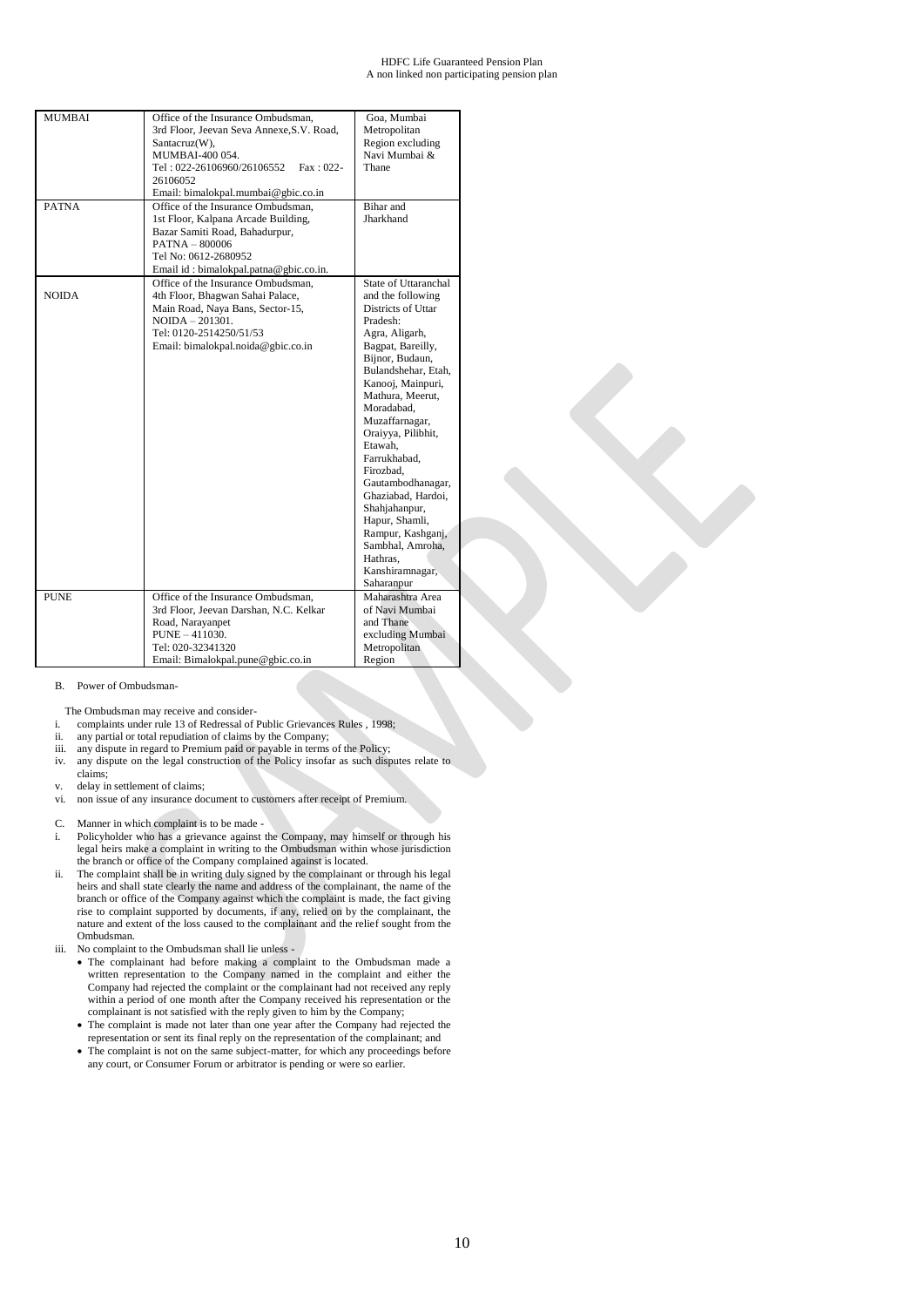| MUMBAI | Office of the Insurance Ombudsman, 3rd Floor, Jeevan Seva Annexe,S.V. Road, Santacruz(W), MUMBAI-400 054. Tel : 022-26106960/26106552 Fax : 022-26106052 Email: bimalokpal.mumbai@gbic.co.in | Goa, Mumbai Metropolitan Region excluding Navi Mumbai & Thane |
|---|---|---|
| PATNA | Office of the Insurance Ombudsman, 1st Floor, Kalpana Arcade Building, Bazar Samiti Road, Bahadurpur, PATNA – 800006 Tel No: 0612-2680952 Email id : bimalokpal.patna@gbic.co.in. | Bihar and Jharkhand |
| NOIDA | Office of the Insurance Ombudsman, 4th Floor, Bhagwan Sahai Palace, Main Road, Naya Bans, Sector-15, NOIDA – 201301. Tel: 0120-2514250/51/53 Email: bimalokpal.noida@gbic.co.in | State of Uttaranchal and the following Districts of Uttar Pradesh: Agra, Aligarh, Bagpat, Bareilly, Bijnor, Budaun, Bulandshehar, Etah, Kanooj, Mainpuri, Mathura, Meerut, Moradabad, Muzaffarnagar, Oraiyya, Pilibhit, Etawah, Farrukhabad, Firozbad, Gautambodhanagar, Ghaziabad, Hardoi, Shahjahanpur, Hapur, Shamli, Rampur, Kashganj, Sambhal, Amroha, Hathras, Kanshiramnagar, Saharanpur |
| PUNE | Office of the Insurance Ombudsman, 3rd Floor, Jeevan Darshan, N.C. Kelkar Road, Narayanpet PUNE – 411030. Tel: 020-32341320 Email: Bimalokpal.pune@gbic.co.in | Maharashtra Area of Navi Mumbai and Thane excluding Mumbai Metropolitan Region |

B. Power of Ombudsman-

The Ombudsman may receive and consider-

i. complaints under rule 13 of Redressal of Public Grievances Rules , 1998;
ii. any partial or total repudiation of claims by the Company;
iii. any dispute in regard to Premium paid or payable in terms of the Policy;
iv. any dispute on the legal construction of the Policy insofar as such disputes relate to claims;
v. delay in settlement of claims;
vi. non issue of any insurance document to customers after receipt of Premium.

C. Manner in which complaint is to be made -

i. Policyholder who has a grievance against the Company, may himself or through his legal heirs make a complaint in writing to the Ombudsman within whose jurisdiction the branch or office of the Company complained against is located.
ii. The complaint shall be in writing duly signed by the complainant or through his legal heirs and shall state clearly the name and address of the complainant, the name of the branch or office of the Company against which the complaint is made, the fact giving rise to complaint supported by documents, if any, relied on by the complainant, the nature and extent of the loss caused to the complainant and the relief sought from the Ombudsman.
iii. No complaint to the Ombudsman shall lie unless -
    - The complainant had before making a complaint to the Ombudsman made a written representation to the Company named in the complaint and either the Company had rejected the complaint or the complainant had not received any reply within a period of one month after the Company received his representation or the complainant is not satisfied with the reply given to him by the Company;
    - The complaint is made not later than one year after the Company had rejected the representation or sent its final reply on the representation of the complainant; and
    - The complaint is not on the same subject-matter, for which any proceedings before any court, or Consumer Forum or arbitrator is pending or were so earlier.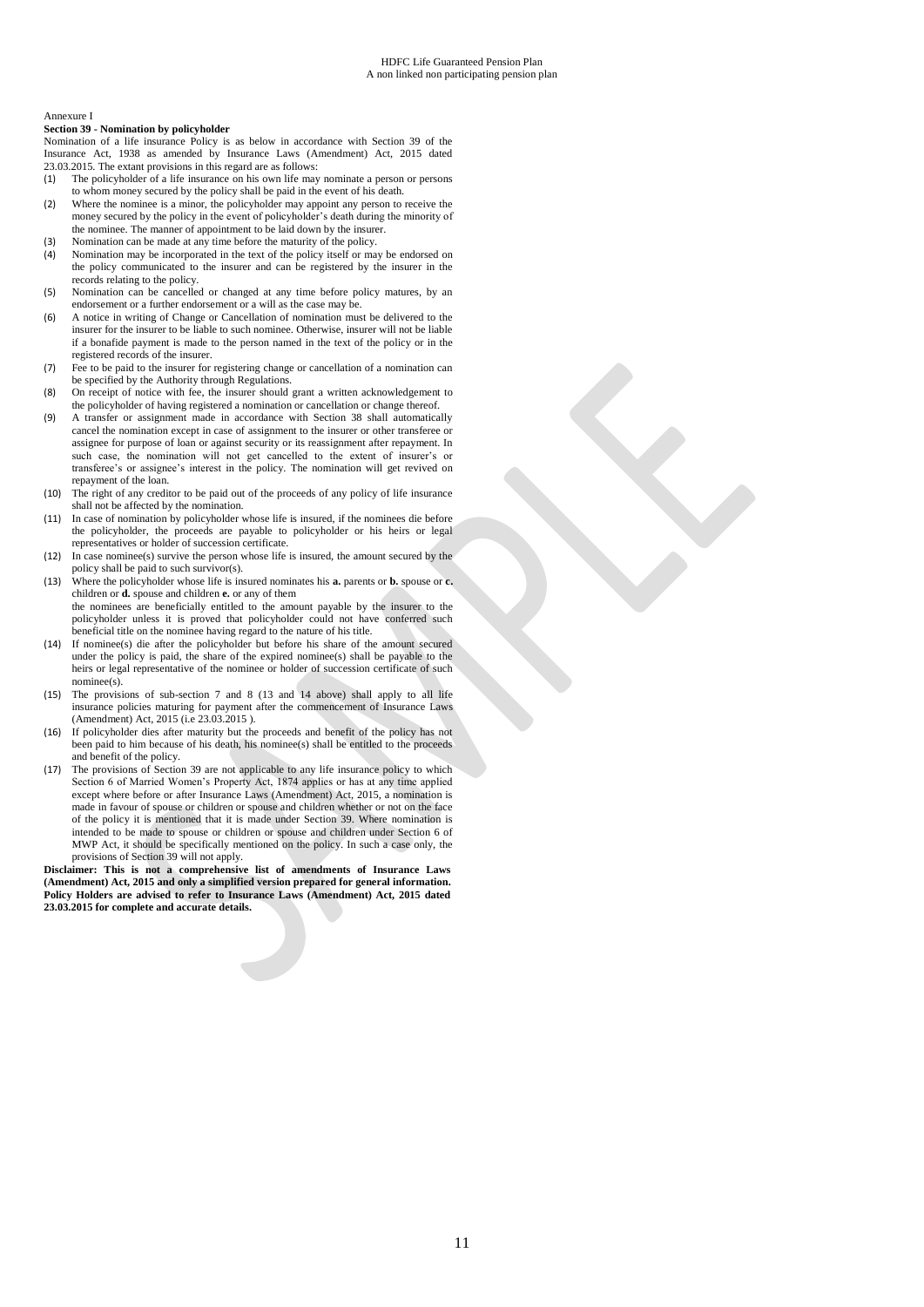Annexure I

**Section 39 - Nomination by policyholder**

Nomination of a life insurance Policy is as below in accordance with Section 39 of the Insurance Act, 1938 as amended by Insurance Laws (Amendment) Act, 2015 dated 23.03.2015. The extant provisions in this regard are as follows:

(1) The policyholder of a life insurance on his own life may nominate a person or persons to whom money secured by the policy shall be paid in the event of his death.
(2) Where the nominee is a minor, the policyholder may appoint any person to receive the money secured by the policy in the event of policyholder's death during the minority of the nominee. The manner of appointment to be laid down by the insurer.
(3) Nomination can be made at any time before the maturity of the policy.
(4) Nomination may be incorporated in the text of the policy itself or may be endorsed on the policy communicated to the insurer and can be registered by the insurer in the records relating to the policy.
(5) Nomination can be cancelled or changed at any time before policy matures, by an endorsement or a further endorsement or a will as the case may be.
(6) A notice in writing of Change or Cancellation of nomination must be delivered to the insurer for the insurer to be liable to such nominee. Otherwise, insurer will not be liable if a bonafide payment is made to the person named in the text of the policy or in the registered records of the insurer.
(7) Fee to be paid to the insurer for registering change or cancellation of a nomination can be specified by the Authority through Regulations.
(8) On receipt of notice with fee, the insurer should grant a written acknowledgement to the policyholder of having registered a nomination or cancellation or change thereof.
(9) A transfer or assignment made in accordance with Section 38 shall automatically cancel the nomination except in case of assignment to the insurer or other transferee or assignee for purpose of loan or against security or its reassignment after repayment. In such case, the nomination will not get cancelled to the extent of insurer's or transferee's or assignee's interest in the policy. The nomination will get revived on repayment of the loan.
(10) The right of any creditor to be paid out of the proceeds of any policy of life insurance shall not be affected by the nomination.
(11) In case of nomination by policyholder whose life is insured, if the nominees die before the policyholder, the proceeds are payable to policyholder or his heirs or legal representatives or holder of succession certificate.
(12) In case nominee(s) survive the person whose life is insured, the amount secured by the policy shall be paid to such survivor(s).
(13) Where the policyholder whose life is insured nominates his **a.** parents or **b.** spouse or **c.** children or **d.** spouse and children **e.** or any of them
the nominees are beneficially entitled to the amount payable by the insurer to the policyholder unless it is proved that policyholder could not have conferred such beneficial title on the nominee having regard to the nature of his title.
(14) If nominee(s) die after the policyholder but before his share of the amount secured under the policy is paid, the share of the expired nominee(s) shall be payable to the heirs or legal representative of the nominee or holder of succession certificate of such nominee(s).
(15) The provisions of sub-section 7 and 8 (13 and 14 above) shall apply to all life insurance policies maturing for payment after the commencement of Insurance Laws (Amendment) Act, 2015 (i.e 23.03.2015 ).
(16) If policyholder dies after maturity but the proceeds and benefit of the policy has not been paid to him because of his death, his nominee(s) shall be entitled to the proceeds and benefit of the policy.
(17) The provisions of Section 39 are not applicable to any life insurance policy to which Section 6 of Married Women's Property Act, 1874 applies or has at any time applied except where before or after Insurance Laws (Amendment) Act, 2015, a nomination is made in favour of spouse or children or spouse and children whether or not on the face of the policy it is mentioned that it is made under Section 39. Where nomination is intended to be made to spouse or children or spouse and children under Section 6 of MWP Act, it should be specifically mentioned on the policy. In such a case only, the provisions of Section 39 will not apply.

**Disclaimer: This is not a comprehensive list of amendments of Insurance Laws (Amendment) Act, 2015 and only a simplified version prepared for general information. Policy Holders are advised to refer to Insurance Laws (Amendment) Act, 2015 dated 23.03.2015 for complete and accurate details.**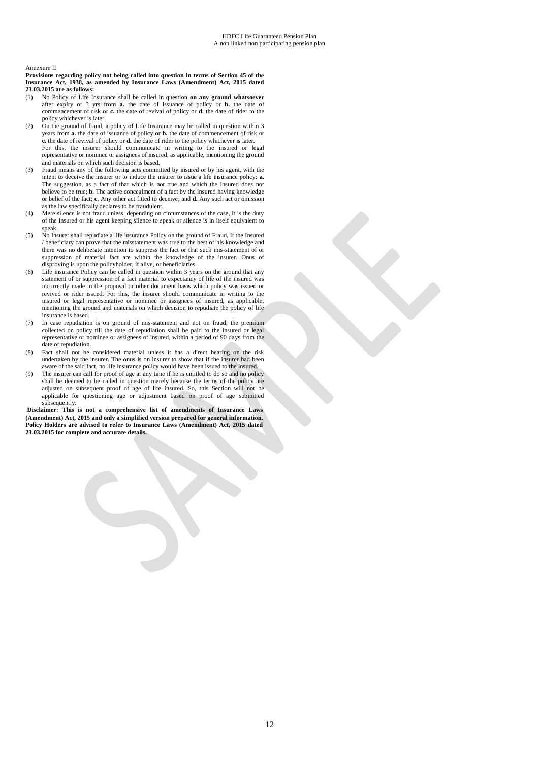Annexure II

**Provisions regarding policy not being called into question in terms of Section 45 of the Insurance Act, 1938, as amended by Insurance Laws (Amendment) Act, 2015 dated 23.03.2015 are as follows:**

(1) No Policy of Life Insurance shall be called in question **on any ground whatsoever** after expiry of 3 yrs from **a.** the date of issuance of policy or **b.** the date of commencement of risk or **c.** the date of revival of policy or **d.** the date of rider to the policy whichever is later.

(2) On the ground of fraud, a policy of Life Insurance may be called in question within 3 years from **a.** the date of issuance of policy or **b.** the date of commencement of risk or **c.** the date of revival of policy or **d.** the date of rider to the policy whichever is later. For this, the insurer should communicate in writing to the insured or legal representative or nominee or assignees of insured, as applicable, mentioning the ground and materials on which such decision is based.

(3) Fraud means any of the following acts committed by insured or by his agent, with the intent to deceive the insurer or to induce the insurer to issue a life insurance policy: **a.** The suggestion, as a fact of that which is not true and which the insured does not believe to be true; **b.** The active concealment of a fact by the insured having knowledge or belief of the fact; **c.** Any other act fitted to deceive; and **d.** Any such act or omission as the law specifically declares to be fraudulent.

(4) Mere silence is not fraud unless, depending on circumstances of the case, it is the duty of the insured or his agent keeping silence to speak or silence is in itself equivalent to speak.

(5) No Insurer shall repudiate a life insurance Policy on the ground of Fraud, if the Insured / beneficiary can prove that the misstatement was true to the best of his knowledge and there was no deliberate intention to suppress the fact or that such mis-statement of or suppression of material fact are within the knowledge of the insurer. Onus of disproving is upon the policyholder, if alive, or beneficiaries.

(6) Life insurance Policy can be called in question within 3 years on the ground that any statement of or suppression of a fact material to expectancy of life of the insured was incorrectly made in the proposal or other document basis which policy was issued or revived or rider issued. For this, the insurer should communicate in writing to the insured or legal representative or nominee or assignees of insured, as applicable, mentioning the ground and materials on which decision to repudiate the policy of life insurance is based.

(7) In case repudiation is on ground of mis-statement and not on fraud, the premium collected on policy till the date of repudiation shall be paid to the insured or legal representative or nominee or assignees of insured, within a period of 90 days from the date of repudiation.

(8) Fact shall not be considered material unless it has a direct bearing on the risk undertaken by the insurer. The onus is on insurer to show that if the insurer had been aware of the said fact, no life insurance policy would have been issued to the insured.

(9) The insurer can call for proof of age at any time if he is entitled to do so and no policy shall be deemed to be called in question merely because the terms of the policy are adjusted on subsequent proof of age of life insured. So, this Section will not be applicable for questioning age or adjustment based on proof of age submitted subsequently.

**Disclaimer: This is not a comprehensive list of amendments of Insurance Laws (Amendment) Act, 2015 and only a simplified version prepared for general information. Policy Holders are advised to refer to Insurance Laws (Amendment) Act, 2015 dated 23.03.2015 for complete and accurate details.**